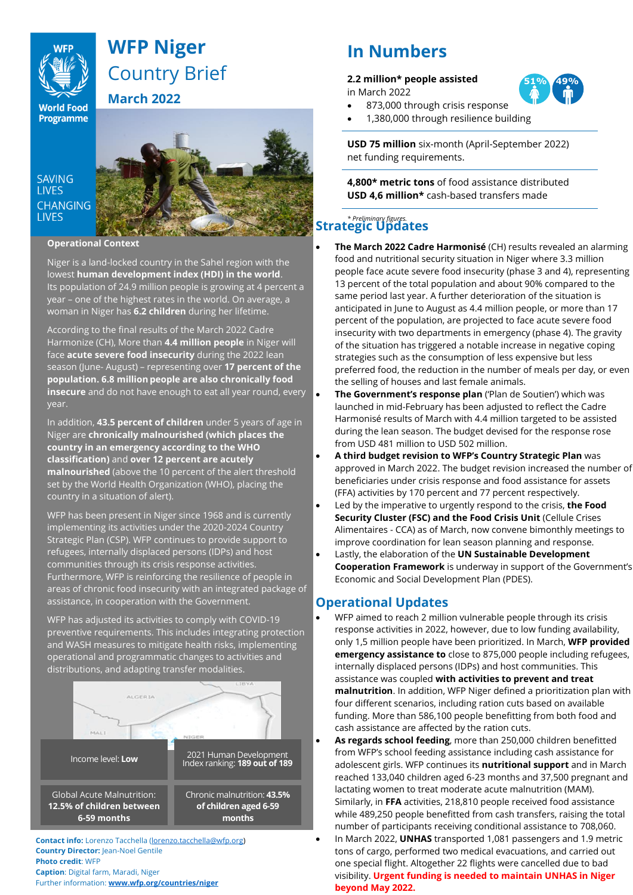# WFP Niger Country Brief

## March 2022

SAVING LIVES CHANGING LIVES

### Operational Context

Niger is a land-locked country in the Sahel region with the lowest **human development index (HDI) in the world**. Its population of 24.9 million people is growing at 4 percent a year – one of the highest rates in the world. On average, a woman in Niger has **6.2 children** during her lifetime.

According to the final results of the March 2022 Cadre Harmonize (CH), More than **4.4 million people** in Niger will face **acute severe food insecurity** during the 2022 lean season (June- August) – representing over **17 percent of the population. 6.8 million people are also chronically food insecure** and do not have enough to eat all year round, every year.

In addition, **43.5 percent of children** under 5 years of age in Niger are **chronically malnourished (which places the country in an emergency according to the WHO classification)** and **over 12 percent are acutely malnourished** (above the 10 percent of the alert threshold set by the World Health Organization (WHO), placing the country in a situation of alert).

WFP has been present in Niger since 1968 and is currently implementing its activities under the 2020-2024 Country Strategic Plan (CSP). WFP continues to provide support to refugees, internally displaced persons (IDPs) and host communities through its crisis response activities. Furthermore, WFP is reinforcing the resilience of people in areas of chronic food insecurity with an integrated package of assistance, in cooperation with the Government.

WFP has adjusted its activities to comply with COVID-19 preventive requirements. This includes integrating protection and WASH measures to mitigate health risks, implementing operational and programmatic changes to activities and distributions, and adapting transfer modalities.

| Income level: **Low** | 2021 Human Development Index ranking: **189 out of 189** |
|---|---|
| Global Acute Malnutrition: **12.5% of children between 6-59 months** | Chronic malnutrition: **43.5% of children aged 6-59 months** |

**Contact info:** Lorenzo Tacchella (lorenzo.tacchella@wfp.org)
**Country Director:** Jean-Noel Gentile
**Photo credit**: WFP
**Caption**: Digital farm, Maradi, Niger
Further information: **www.wfp.org/countries/niger**

## In Numbers

**2.2 million* people assisted** in March 2022

51% 49%

- 873,000 through crisis response
- 1,380,000 through resilience building

**USD 75 million** six-month (April-September 2022) net funding requirements.

**4,800* metric tons** of food assistance distributed
**USD 4,6 million*** cash-based transfers made

*\* Preliminary figures.*

## Strategic Updates

- **The March 2022 Cadre Harmonisé** (CH) results revealed an alarming food and nutritional security situation in Niger where 3.3 million people face acute severe food insecurity (phase 3 and 4), representing 13 percent of the total population and about 90% compared to the same period last year. A further deterioration of the situation is anticipated in June to August as 4.4 million people, or more than 17 percent of the population, are projected to face acute severe food insecurity with two departments in emergency (phase 4). The gravity of the situation has triggered a notable increase in negative coping strategies such as the consumption of less expensive but less preferred food, the reduction in the number of meals per day, or even the selling of houses and last female animals.
- **The Government's response plan** ('Plan de Soutien') which was launched in mid-February has been adjusted to reflect the Cadre Harmonisé results of March with 4.4 million targeted to be assisted during the lean season. The budget devised for the response rose from USD 481 million to USD 502 million.
- **A third budget revision to WFP's Country Strategic Plan** was approved in March 2022. The budget revision increased the number of beneficiaries under crisis response and food assistance for assets (FFA) activities by 170 percent and 77 percent respectively.
- Led by the imperative to urgently respond to the crisis, **the Food Security Cluster (FSC) and the Food Crisis Unit** (Cellule Crises Alimentaires - CCA) as of March, now convene bimonthly meetings to improve coordination for lean season planning and response.
- Lastly, the elaboration of the **UN Sustainable Development Cooperation Framework** is underway in support of the Government's Economic and Social Development Plan (PDES).

## Operational Updates

- WFP aimed to reach 2 million vulnerable people through its crisis response activities in 2022, however, due to low funding availability, only 1,5 million people have been prioritized. In March, **WFP provided emergency assistance to** close to 875,000 people including refugees, internally displaced persons (IDPs) and host communities. This assistance was coupled **with activities to prevent and treat malnutrition**. In addition, WFP Niger defined a prioritization plan with four different scenarios, including ration cuts based on available funding. More than 586,100 people benefitting from both food and cash assistance are affected by the ration cuts.
- **As regards school feeding**, more than 250,000 children benefitted from WFP's school feeding assistance including cash assistance for adolescent girls. WFP continues its **nutritional support** and in March reached 133,040 children aged 6-23 months and 37,500 pregnant and lactating women to treat moderate acute malnutrition (MAM). Similarly, in **FFA** activities, 218,810 people received food assistance while 489,250 people benefitted from cash transfers, raising the total number of participants receiving conditional assistance to 708,060.
- In March 2022, **UNHAS** transported 1,081 passengers and 1.9 metric tons of cargo, performed two medical evacuations, and carried out one special flight. Altogether 22 flights were cancelled due to bad visibility. **Urgent funding is needed to maintain UNHAS in Niger beyond May 2022.**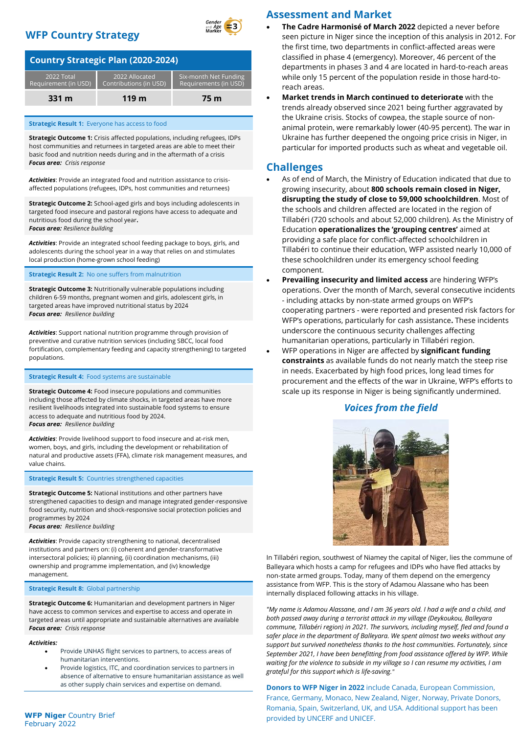## WFP Country Strategy

Gender and Age Marker 3

### Country Strategic Plan (2020-2024)

| 2022 Total Requirement (in USD) | 2022 Allocated Contributions (in USD) | Six-month Net Funding Requirements (in USD) |
|---|---|---|
| 331 m | 119 m | 75 m |

**Strategic Result 1:** Everyone has access to food

**Strategic Outcome 1:** Crisis affected populations, including refugees, IDPs host communities and returnees in targeted areas are able to meet their basic food and nutrition needs during and in the aftermath of a crisis
***Focus area:*** *Crisis response*

***Activities***: Provide an integrated food and nutrition assistance to crisis-affected populations (refugees, IDPs, host communities and returnees)

**Strategic Outcome 2:** School-aged girls and boys including adolescents in targeted food insecure and pastoral regions have access to adequate and nutritious food during the school year**.**
***Focus area:*** *Resilience building*

***Activities***: Provide an integrated school feeding package to boys, girls, and adolescents during the school year in a way that relies on and stimulates local production (home-grown school feeding)

**Strategic Result 2:** No one suffers from malnutrition

**Strategic Outcome 3:** Nutritionally vulnerable populations including children 6-59 months, pregnant women and girls, adolescent girls, in targeted areas have improved nutritional status by 2024
***Focus area:*** *Resilience building*

***Activities***: Support national nutrition programme through provision of preventive and curative nutrition services (including SBCC, local food fortification, complementary feeding and capacity strengthening) to targeted populations.

**Strategic Result 4:** Food systems are sustainable

**Strategic Outcome 4:** Food insecure populations and communities including those affected by climate shocks, in targeted areas have more resilient livelihoods integrated into sustainable food systems to ensure access to adequate and nutritious food by 2024.
***Focus area:*** *Resilience building*

***Activities***: Provide livelihood support to food insecure and at-risk men, women, boys, and girls, including the development or rehabilitation of natural and productive assets (FFA), climate risk management measures, and value chains.

**Strategic Result 5:** Countries strengthened capacities

**Strategic Outcome 5:** National institutions and other partners have strengthened capacities to design and manage integrated gender-responsive food security, nutrition and shock-responsive social protection policies and programmes by 2024
***Focus area:*** *Resilience building*

***Activities***: Provide capacity strengthening to national, decentralised institutions and partners on: (i) coherent and gender-transformative intersectoral policies; ii) planning, (ii) coordination mechanisms, (iii) ownership and programme implementation, and (iv) knowledge management.

**Strategic Result 8:** Global partnership

**Strategic Outcome 6:** Humanitarian and development partners in Niger have access to common services and expertise to access and operate in targeted areas until appropriate and sustainable alternatives are available
***Focus area:*** *Crisis response*

***Activities:***

- Provide UNHAS flight services to partners, to access areas of humanitarian interventions.
- Provide logistics, ITC, and coordination services to partners in absence of alternative to ensure humanitarian assistance as well as other supply chain services and expertise on demand.

## Assessment and Market

- **The Cadre Harmonisé of March 2022** depicted a never before seen picture in Niger since the inception of this analysis in 2012. For the first time, two departments in conflict-affected areas were classified in phase 4 (emergency). Moreover, 46 percent of the departments in phases 3 and 4 are located in hard-to-reach areas while only 15 percent of the population reside in those hard-to-reach areas.
- **Market trends in March continued to deteriorate** with the trends already observed since 2021 being further aggravated by the Ukraine crisis. Stocks of cowpea, the staple source of non-animal protein, were remarkably lower (40-95 percent). The war in Ukraine has further deepened the ongoing price crisis in Niger, in particular for imported products such as wheat and vegetable oil.

## Challenges

- As of end of March, the Ministry of Education indicated that due to growing insecurity, about **800 schools remain closed in Niger, disrupting the study of close to 59,000 schoolchildren**. Most of the schools and children affected are located in the region of Tillabéri (720 schools and about 52,000 children). As the Ministry of Education **operationalizes the 'grouping centres'** aimed at providing a safe place for conflict-affected schoolchildren in Tillabéri to continue their education, WFP assisted nearly 10,000 of these schoolchildren under its emergency school feeding component.
- **Prevailing insecurity and limited access** are hindering WFP's operations. Over the month of March, several consecutive incidents - including attacks by non-state armed groups on WFP's cooperating partners - were reported and presented risk factors for WFP's operations, particularly for cash assistance**.** These incidents underscore the continuous security challenges affecting humanitarian operations, particularly in Tillabéri region.
- WFP operations in Niger are affected by **significant funding constraints** as available funds do not nearly match the steep rise in needs. Exacerbated by high food prices, long lead times for procurement and the effects of the war in Ukraine, WFP's efforts to scale up its response in Niger is being significantly undermined.

### *Voices from the field*

In Tillabéri region, southwest of Niamey the capital of Niger, lies the commune of Balleyara which hosts a camp for refugees and IDPs who have fled attacks by non-state armed groups. Today, many of them depend on the emergency assistance from WFP. This is the story of Adamou Alassane who has been internally displaced following attacks in his village.

*"My name is Adamou Alassane, and I am 36 years old. I had a wife and a child, and both passed away during a terrorist attack in my village (Deykoukou, Balleyara commune, Tillabéri region) in 2021. The survivors, including myself, fled and found a safer place in the department of Balleyara. We spent almost two weeks without any support but survived nonetheless thanks to the host communities. Fortunately, since September 2021, I have been benefitting from food assistance offered by WFP. While waiting for the violence to subside in my village so I can resume my activities, I am grateful for this support which is life-saving."*

**Donors to WFP Niger in 2022** include Canada, European Commission, France, Germany, Monaco, New Zealand, Niger, Norway, Private Donors, Romania, Spain, Switzerland, UK, and USA. Additional support has been provided by UNCERF and UNICEF.